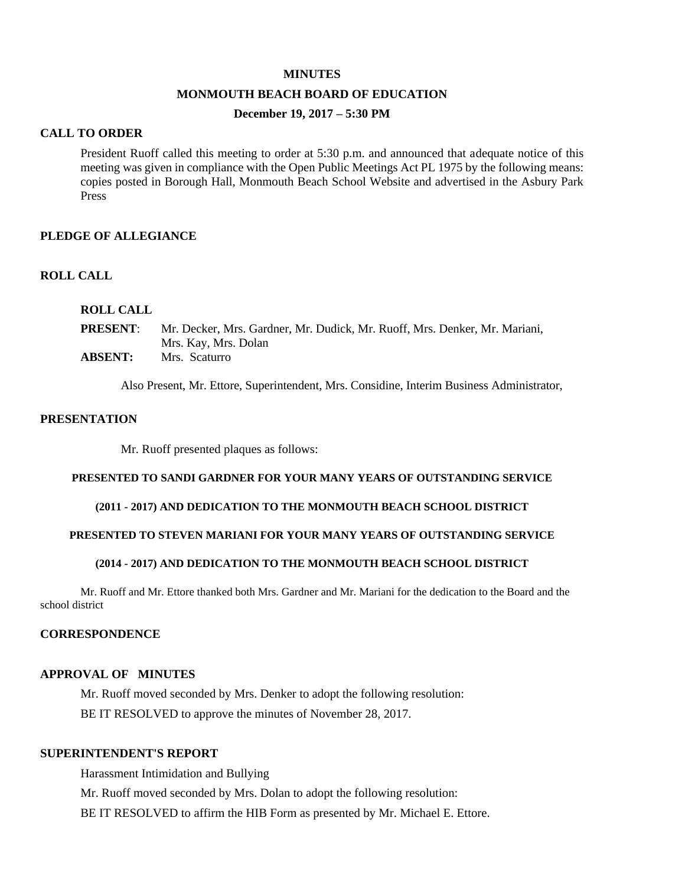**MINUTES**

**MONMOUTH BEACH BOARD OF EDUCATION**

**December 19, 2017 – 5:30 PM**

## CALL TO ORDER

President Ruoff called this meeting to order at 5:30 p.m. and announced that adequate notice of this meeting was given in compliance with the Open Public Meetings Act PL 1975 by the following means: copies posted in Borough Hall, Monmouth Beach School Website and advertised in the Asbury Park Press

## PLEDGE OF ALLEGIANCE

## ROLL CALL

**ROLL CALL**

**PRESENT**: Mr. Decker, Mrs. Gardner, Mr. Dudick, Mr. Ruoff, Mrs. Denker, Mr. Mariani, Mrs. Kay, Mrs. Dolan

**ABSENT:** Mrs. Scaturro

Also Present, Mr. Ettore, Superintendent, Mrs. Considine, Interim Business Administrator,

## PRESENTATION

Mr. Ruoff presented plaques as follows:

**PRESENTED TO SANDI GARDNER FOR YOUR MANY YEARS OF OUTSTANDING SERVICE**

**(2011 - 2017) AND DEDICATION TO THE MONMOUTH BEACH SCHOOL DISTRICT**

**PRESENTED TO STEVEN MARIANI FOR YOUR MANY YEARS OF OUTSTANDING SERVICE**

**(2014 - 2017) AND DEDICATION TO THE MONMOUTH BEACH SCHOOL DISTRICT**

Mr. Ruoff and Mr. Ettore thanked both Mrs. Gardner and Mr. Mariani for the dedication to the Board and the school district

## CORRESPONDENCE

## APPROVAL OF MINUTES

Mr. Ruoff moved seconded by Mrs. Denker to adopt the following resolution:

BE IT RESOLVED to approve the minutes of November 28, 2017.

## SUPERINTENDENT'S REPORT

Harassment Intimidation and Bullying

Mr. Ruoff moved seconded by Mrs. Dolan to adopt the following resolution:

BE IT RESOLVED to affirm the HIB Form as presented by Mr. Michael E. Ettore.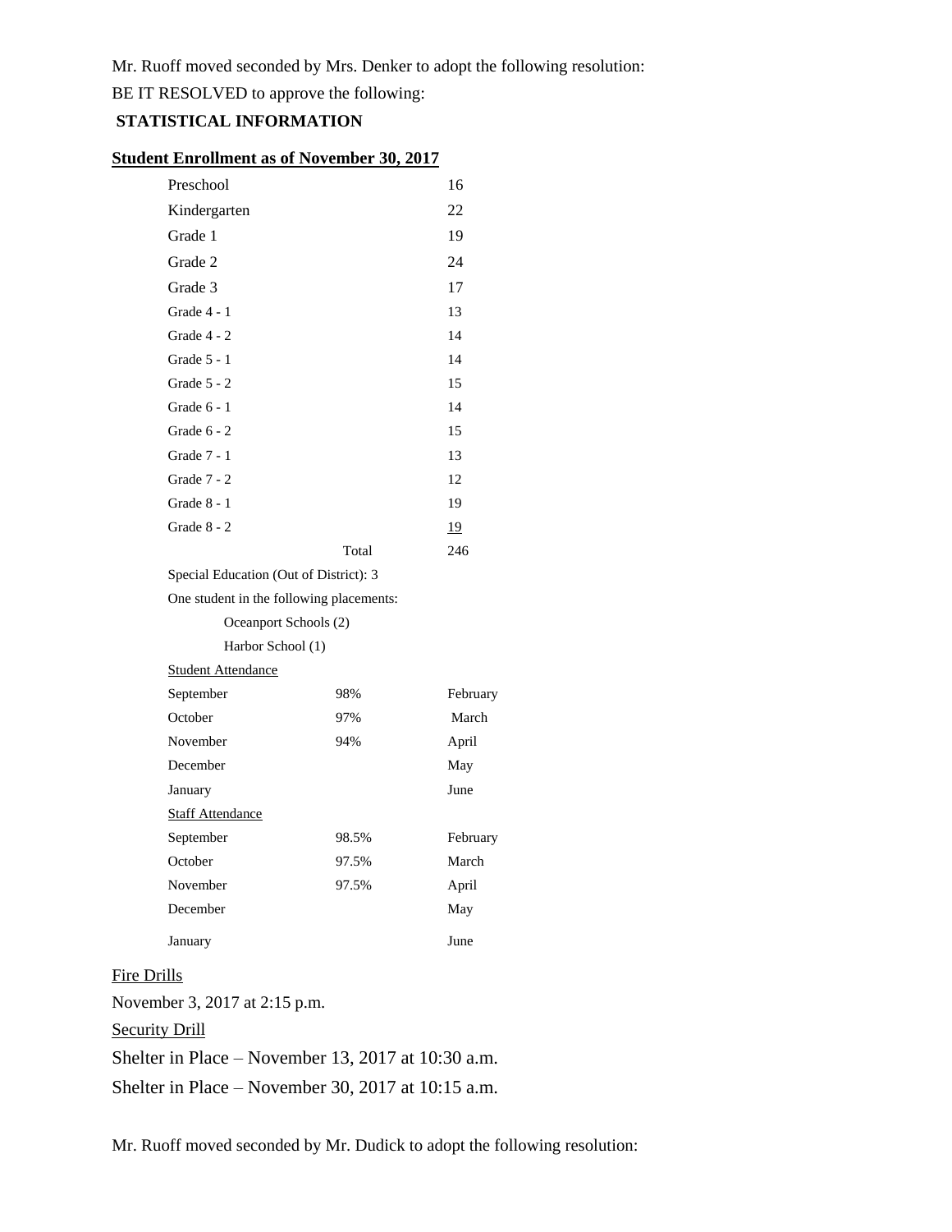Mr. Ruoff moved seconded by Mrs. Denker to adopt the following resolution:

BE IT RESOLVED to approve the following:

**STATISTICAL INFORMATION**

**Student Enrollment as of November 30, 2017**

| | |
|---|---|
| Preschool | 16 |
| Kindergarten | 22 |
| Grade 1 | 19 |
| Grade 2 | 24 |
| Grade 3 | 17 |
| Grade 4 - 1 | 13 |
| Grade 4 - 2 | 14 |
| Grade 5 - 1 | 14 |
| Grade 5 - 2 | 15 |
| Grade 6 - 1 | 14 |
| Grade 6 - 2 | 15 |
| Grade 7 - 1 | 13 |
| Grade 7 - 2 | 12 |
| Grade 8 - 1 | 19 |
| Grade 8 - 2 | 19 |
| Total | 246 |

Special Education (Out of District): 3

One student in the following placements:

- Oceanport Schools (2)
- Harbor School (1)

Student Attendance

| | | |
|---|---|---|
| September | 98% | February |
| October | 97% | March |
| November | 94% | April |
| December | | May |
| January | | June |

Staff Attendance

| | | |
|---|---|---|
| September | 98.5% | February |
| October | 97.5% | March |
| November | 97.5% | April |
| December | | May |
| January | | June |

Fire Drills

November 3, 2017 at 2:15 p.m.

Security Drill

Shelter in Place – November 13, 2017 at 10:30 a.m.

Shelter in Place – November 30, 2017 at 10:15 a.m.

Mr. Ruoff moved seconded by Mr. Dudick to adopt the following resolution: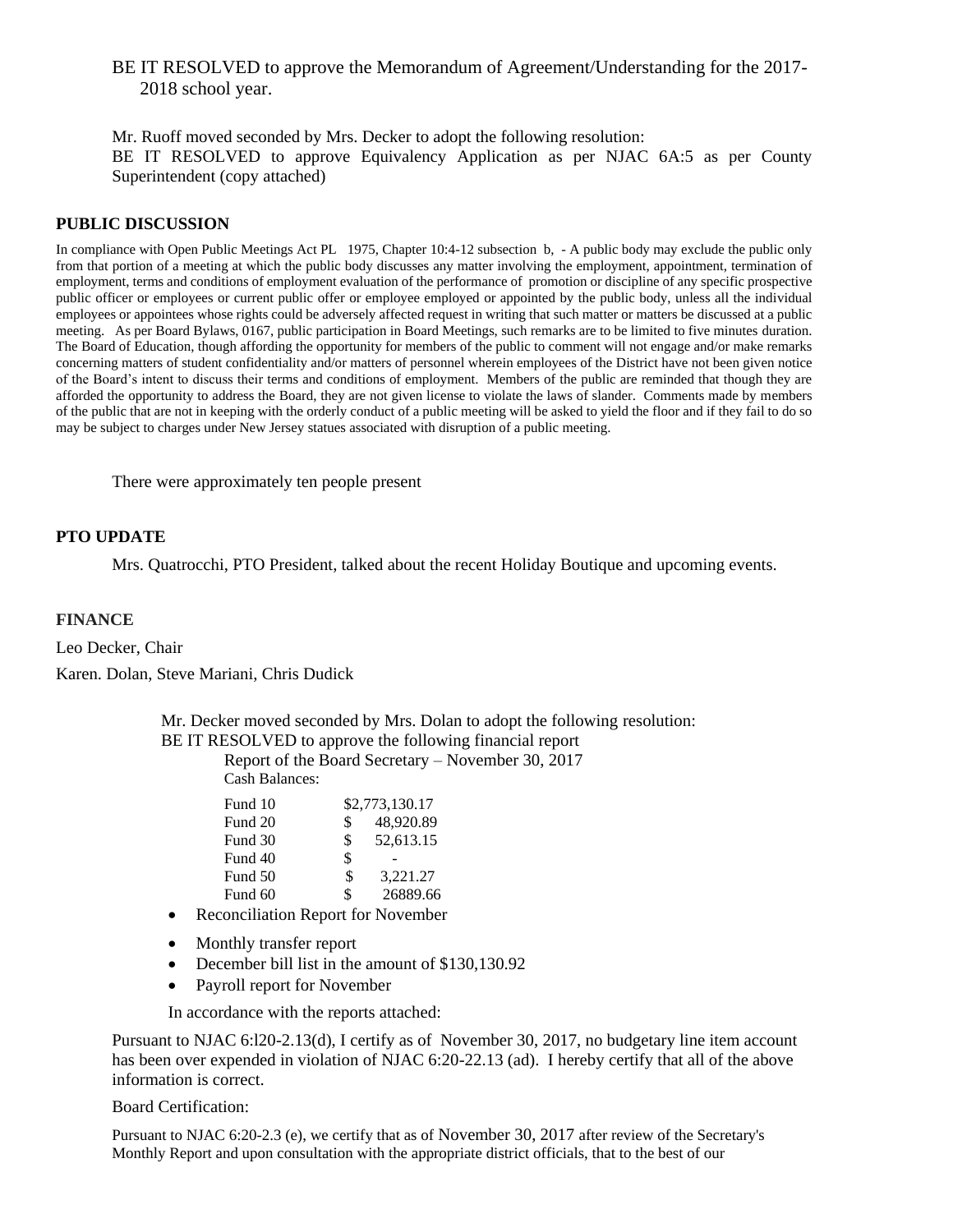BE IT RESOLVED to approve the Memorandum of Agreement/Understanding for the 2017-2018 school year.

Mr. Ruoff moved seconded by Mrs. Decker to adopt the following resolution:
BE IT RESOLVED to approve Equivalency Application as per NJAC 6A:5 as per County Superintendent (copy attached)

**PUBLIC DISCUSSION**

In compliance with Open Public Meetings Act PL 1975, Chapter 10:4-12 subsection b, - A public body may exclude the public only from that portion of a meeting at which the public body discusses any matter involving the employment, appointment, termination of employment, terms and conditions of employment evaluation of the performance of promotion or discipline of any specific prospective public officer or employees or current public offer or employee employed or appointed by the public body, unless all the individual employees or appointees whose rights could be adversely affected request in writing that such matter or matters be discussed at a public meeting. As per Board Bylaws, 0167, public participation in Board Meetings, such remarks are to be limited to five minutes duration. The Board of Education, though affording the opportunity for members of the public to comment will not engage and/or make remarks concerning matters of student confidentiality and/or matters of personnel wherein employees of the District have not been given notice of the Board's intent to discuss their terms and conditions of employment. Members of the public are reminded that though they are afforded the opportunity to address the Board, they are not given license to violate the laws of slander. Comments made by members of the public that are not in keeping with the orderly conduct of a public meeting will be asked to yield the floor and if they fail to do so may be subject to charges under New Jersey statues associated with disruption of a public meeting.

There were approximately ten people present

**PTO UPDATE**

Mrs. Quatrocchi, PTO President, talked about the recent Holiday Boutique and upcoming events.

**FINANCE**

Leo Decker, Chair

Karen. Dolan, Steve Mariani, Chris Dudick

Mr. Decker moved seconded by Mrs. Dolan to adopt the following resolution:
BE IT RESOLVED to approve the following financial report

Report of the Board Secretary – November 30, 2017
Cash Balances:

| | |
|---|---|
| Fund 10 | $2,773,130.17 |
| Fund 20 | $ 48,920.89 |
| Fund 30 | $ 52,613.15 |
| Fund 40 | $ - |
| Fund 50 | $ 3,221.27 |
| Fund 60 | $ 26889.66 |

- Reconciliation Report for November
- Monthly transfer report
- December bill list in the amount of $130,130.92
- Payroll report for November

In accordance with the reports attached:

Pursuant to NJAC 6:l20-2.13(d), I certify as of November 30, 2017, no budgetary line item account has been over expended in violation of NJAC 6:20-22.13 (ad). I hereby certify that all of the above information is correct.

Board Certification:

Pursuant to NJAC 6:20-2.3 (e), we certify that as of November 30, 2017 after review of the Secretary's Monthly Report and upon consultation with the appropriate district officials, that to the best of our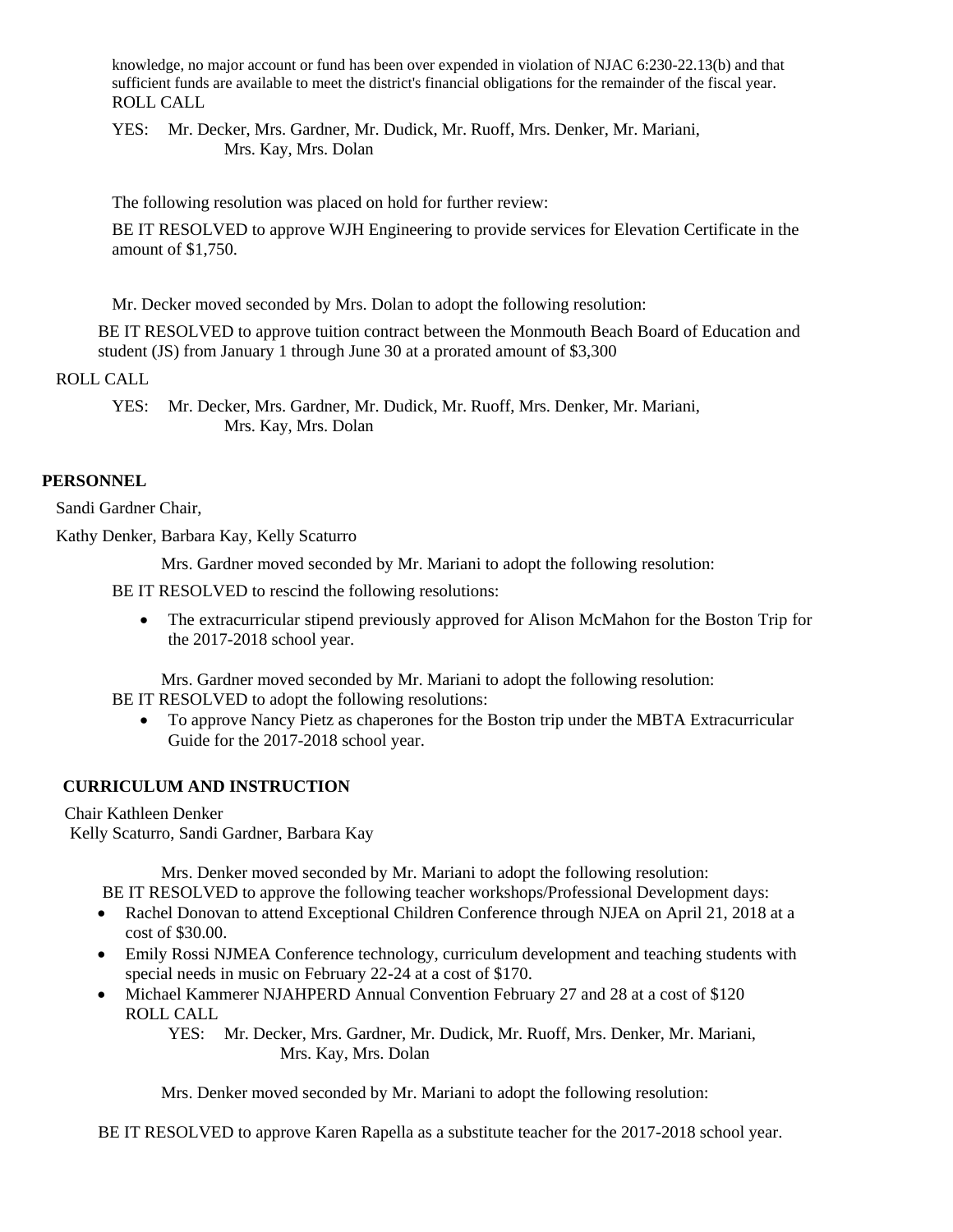knowledge, no major account or fund has been over expended in violation of NJAC 6:230-22.13(b) and that sufficient funds are available to meet the district's financial obligations for the remainder of the fiscal year.
ROLL CALL

YES: Mr. Decker, Mrs. Gardner, Mr. Dudick, Mr. Ruoff, Mrs. Denker, Mr. Mariani, Mrs. Kay, Mrs. Dolan

The following resolution was placed on hold for further review:

BE IT RESOLVED to approve WJH Engineering to provide services for Elevation Certificate in the amount of $1,750.

Mr. Decker moved seconded by Mrs. Dolan to adopt the following resolution:

BE IT RESOLVED to approve tuition contract between the Monmouth Beach Board of Education and student (JS) from January 1 through June 30 at a prorated amount of $3,300

ROLL CALL

YES: Mr. Decker, Mrs. Gardner, Mr. Dudick, Mr. Ruoff, Mrs. Denker, Mr. Mariani, Mrs. Kay, Mrs. Dolan

**PERSONNEL**

Sandi Gardner Chair,

Kathy Denker, Barbara Kay, Kelly Scaturro

Mrs. Gardner moved seconded by Mr. Mariani to adopt the following resolution:

BE IT RESOLVED to rescind the following resolutions:

- The extracurricular stipend previously approved for Alison McMahon for the Boston Trip for the 2017-2018 school year.

Mrs. Gardner moved seconded by Mr. Mariani to adopt the following resolution:
BE IT RESOLVED to adopt the following resolutions:

- To approve Nancy Pietz as chaperones for the Boston trip under the MBTA Extracurricular Guide for the 2017-2018 school year.

**CURRICULUM AND INSTRUCTION**

Chair Kathleen Denker
Kelly Scaturro, Sandi Gardner, Barbara Kay

Mrs. Denker moved seconded by Mr. Mariani to adopt the following resolution:
BE IT RESOLVED to approve the following teacher workshops/Professional Development days:

- Rachel Donovan to attend Exceptional Children Conference through NJEA on April 21, 2018 at a cost of $30.00.
- Emily Rossi NJMEA Conference technology, curriculum development and teaching students with special needs in music on February 22-24 at a cost of $170.
- Michael Kammerer NJAHPERD Annual Convention February 27 and 28 at a cost of $120
ROLL CALL

YES: Mr. Decker, Mrs. Gardner, Mr. Dudick, Mr. Ruoff, Mrs. Denker, Mr. Mariani, Mrs. Kay, Mrs. Dolan

Mrs. Denker moved seconded by Mr. Mariani to adopt the following resolution:

BE IT RESOLVED to approve Karen Rapella as a substitute teacher for the 2017-2018 school year.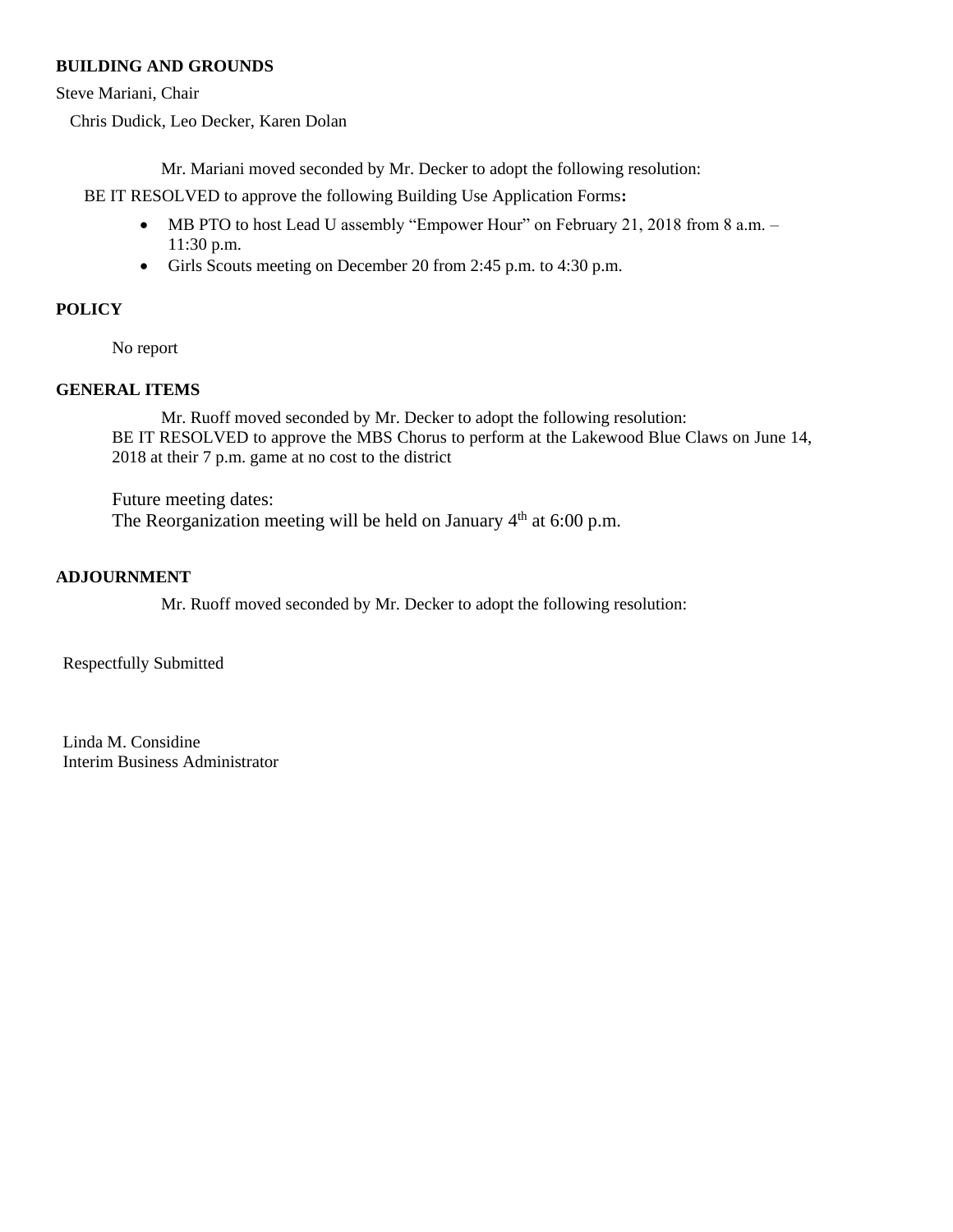**BUILDING AND GROUNDS**

Steve Mariani, Chair

Chris Dudick, Leo Decker, Karen Dolan

Mr. Mariani moved seconded by Mr. Decker to adopt the following resolution:

BE IT RESOLVED to approve the following Building Use Application Forms**:**

- MB PTO to host Lead U assembly "Empower Hour" on February 21, 2018 from 8 a.m. – 11:30 p.m.
- Girls Scouts meeting on December 20 from 2:45 p.m. to 4:30 p.m.

**POLICY**

No report

**GENERAL ITEMS**

Mr. Ruoff moved seconded by Mr. Decker to adopt the following resolution:
BE IT RESOLVED to approve the MBS Chorus to perform at the Lakewood Blue Claws on June 14, 2018 at their 7 p.m. game at no cost to the district

Future meeting dates:
The Reorganization meeting will be held on January 4th at 6:00 p.m.

**ADJOURNMENT**

Mr. Ruoff moved seconded by Mr. Decker to adopt the following resolution:

Respectfully Submitted

Linda M. Considine
Interim Business Administrator